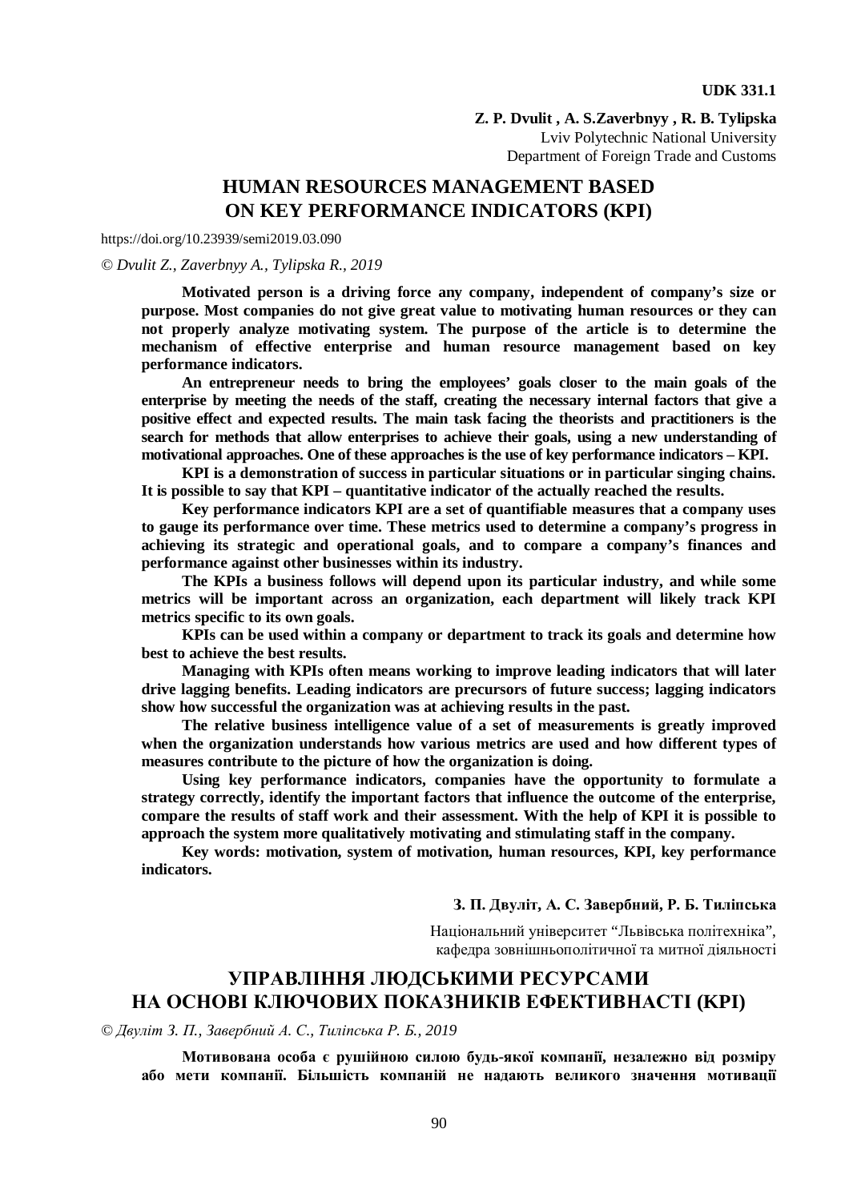**UDK 331.1**

**Z. P. Dvulit , A. S.Zaverbnyy , R. B. Tylipska**
Lviv Polytechnic National University
Department of Foreign Trade and Customs

# HUMAN RESOURCES MANAGEMENT BASED ON KEY PERFORMANCE INDICATORS (KPI)

https://doi.org/10.23939/semi2019.03.090

*© Dvulit Z., Zaverbnyy A., Tylipska R., 2019*

**Motivated person is a driving force any company, independent of company's size or purpose. Most companies do not give great value to motivating human resources or they can not properly analyze motivating system. The purpose of the article is to determine the mechanism of effective enterprise and human resource management based on key performance indicators.**

**An entrepreneur needs to bring the employees' goals closer to the main goals of the enterprise by meeting the needs of the staff, creating the necessary internal factors that give a positive effect and expected results. The main task facing the theorists and practitioners is the search for methods that allow enterprises to achieve their goals, using a new understanding of motivational approaches. One of these approaches is the use of key performance indicators – KPI.**

**KPI is a demonstration of success in particular situations or in particular singing chains. It is possible to say that KPI – quantitative indicator of the actually reached the results.**

**Key performance indicators KPI are a set of quantifiable measures that a company uses to gauge its performance over time. These metrics used to determine a company's progress in achieving its strategic and operational goals, and to compare a company's finances and performance against other businesses within its industry.**

**The KPIs a business follows will depend upon its particular industry, and while some metrics will be important across an organization, each department will likely track KPI metrics specific to its own goals.**

**KPIs can be used within a company or department to track its goals and determine how best to achieve the best results.**

**Managing with KPIs often means working to improve leading indicators that will later drive lagging benefits. Leading indicators are precursors of future success; lagging indicators show how successful the organization was at achieving results in the past.**

**The relative business intelligence value of a set of measurements is greatly improved when the organization understands how various metrics are used and how different types of measures contribute to the picture of how the organization is doing.**

**Using key performance indicators, companies have the opportunity to formulate a strategy correctly, identify the important factors that influence the outcome of the enterprise, compare the results of staff work and their assessment. With the help of KPI it is possible to approach the system more qualitatively motivating and stimulating staff in the company.**

**Key words: motivation, system of motivation, human resources, KPI, key performance indicators.**

**З. П. Двуліт, А. С. Завербний, Р. Б. Тиліпська**

Національний університет "Львівська політехніка",
кафедра зовнішньополітичної та митної діяльності

# УПРАВЛІННЯ ЛЮДСЬКИМИ РЕСУРСАМИ НА ОСНОВІ КЛЮЧОВИХ ПОКАЗНИКІВ ЕФЕКТИВНАСТІ (KPI)

*© Двуліт З. П., Завербний А. С., Тиліпська Р. Б., 2019*

**Мотивована особа є рушійною силою будь-якої компанії, незалежно від розміру або мети компанії. Більшість компаній не надають великого значення мотивації**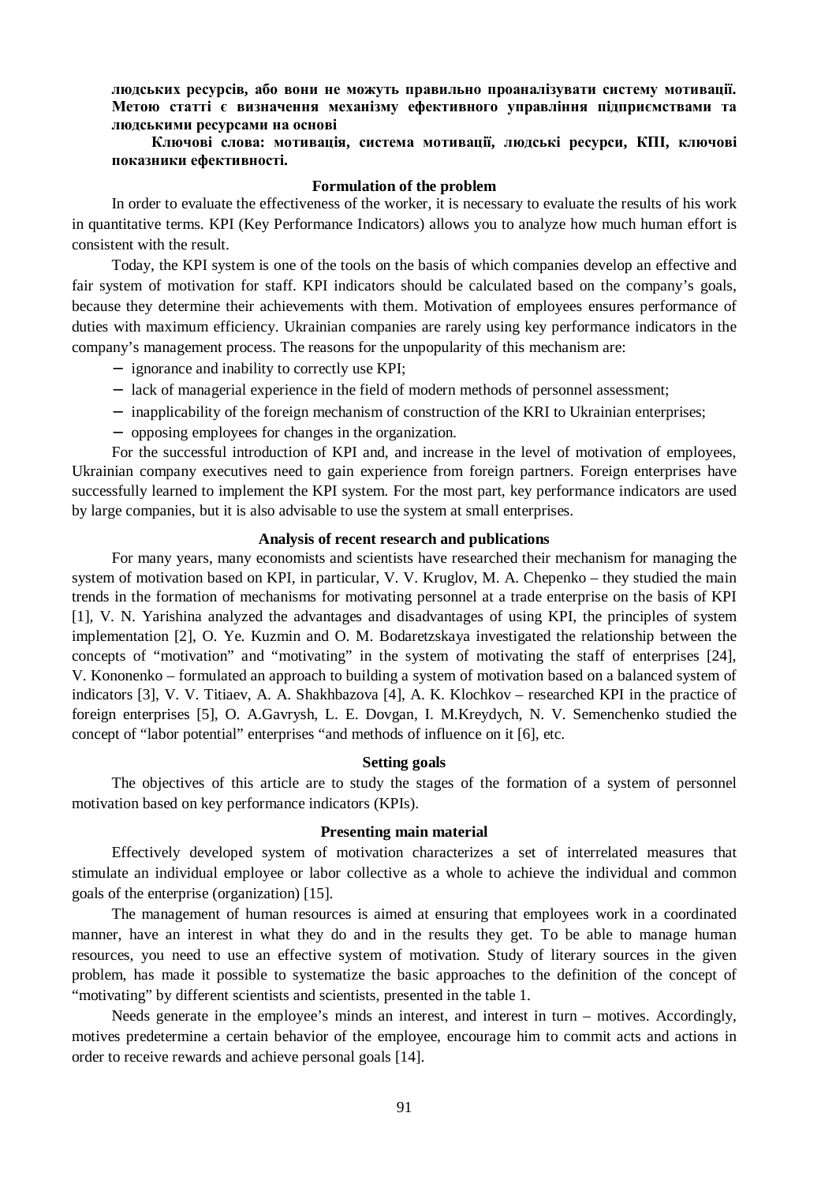**людських ресурсів, або вони не можуть правильно проаналізувати систему мотивації. Метою статті є визначення механізму ефективного управління підприємствами та людськими ресурсами на основі**

**Ключові слова: мотивація, система мотивації, людські ресурси, КПІ, ключові показники ефективності.**

### Formulation of the problem

In order to evaluate the effectiveness of the worker, it is necessary to evaluate the results of his work in quantitative terms. KPI (Key Performance Indicators) allows you to analyze how much human effort is consistent with the result.

Today, the KPI system is one of the tools on the basis of which companies develop an effective and fair system of motivation for staff. KPI indicators should be calculated based on the company's goals, because they determine their achievements with them. Motivation of employees ensures performance of duties with maximum efficiency. Ukrainian companies are rarely using key performance indicators in the company's management process. The reasons for the unpopularity of this mechanism are:

- ignorance and inability to correctly use KPI;
- lack of managerial experience in the field of modern methods of personnel assessment;
- inapplicability of the foreign mechanism of construction of the KRI to Ukrainian enterprises;
- opposing employees for changes in the organization.

For the successful introduction of KPI and, and increase in the level of motivation of employees, Ukrainian company executives need to gain experience from foreign partners. Foreign enterprises have successfully learned to implement the KPI system. For the most part, key performance indicators are used by large companies, but it is also advisable to use the system at small enterprises.

### Analysis of recent research and publications

For many years, many economists and scientists have researched their mechanism for managing the system of motivation based on KPI, in particular, V. V. Kruglov, M. A. Chepenko – they studied the main trends in the formation of mechanisms for motivating personnel at a trade enterprise on the basis of KPI [1], V. N. Yarishina analyzed the advantages and disadvantages of using KPI, the principles of system implementation [2], O. Ye. Kuzmin and O. M. Bodaretzskaya investigated the relationship between the concepts of "motivation" and "motivating" in the system of motivating the staff of enterprises [24], V. Kononenko – formulated an approach to building a system of motivation based on a balanced system of indicators [3], V. V. Titiaev, A. A. Shakhbazova [4], A. K. Klochkov – researched KPI in the practice of foreign enterprises [5], O. A.Gavrysh, L. E. Dovgan, I. M.Kreydych, N. V. Semenchenko studied the concept of "labor potential" enterprises "and methods of influence on it [6], etc.

### Setting goals

The objectives of this article are to study the stages of the formation of a system of personnel motivation based on key performance indicators (KPIs).

### Presenting main material

Effectively developed system of motivation characterizes a set of interrelated measures that stimulate an individual employee or labor collective as a whole to achieve the individual and common goals of the enterprise (organization) [15].

The management of human resources is aimed at ensuring that employees work in a coordinated manner, have an interest in what they do and in the results they get. To be able to manage human resources, you need to use an effective system of motivation. Study of literary sources in the given problem, has made it possible to systematize the basic approaches to the definition of the concept of "motivating" by different scientists and scientists, presented in the table 1.

Needs generate in the employee's minds an interest, and interest in turn – motives. Accordingly, motives predetermine a certain behavior of the employee, encourage him to commit acts and actions in order to receive rewards and achieve personal goals [14].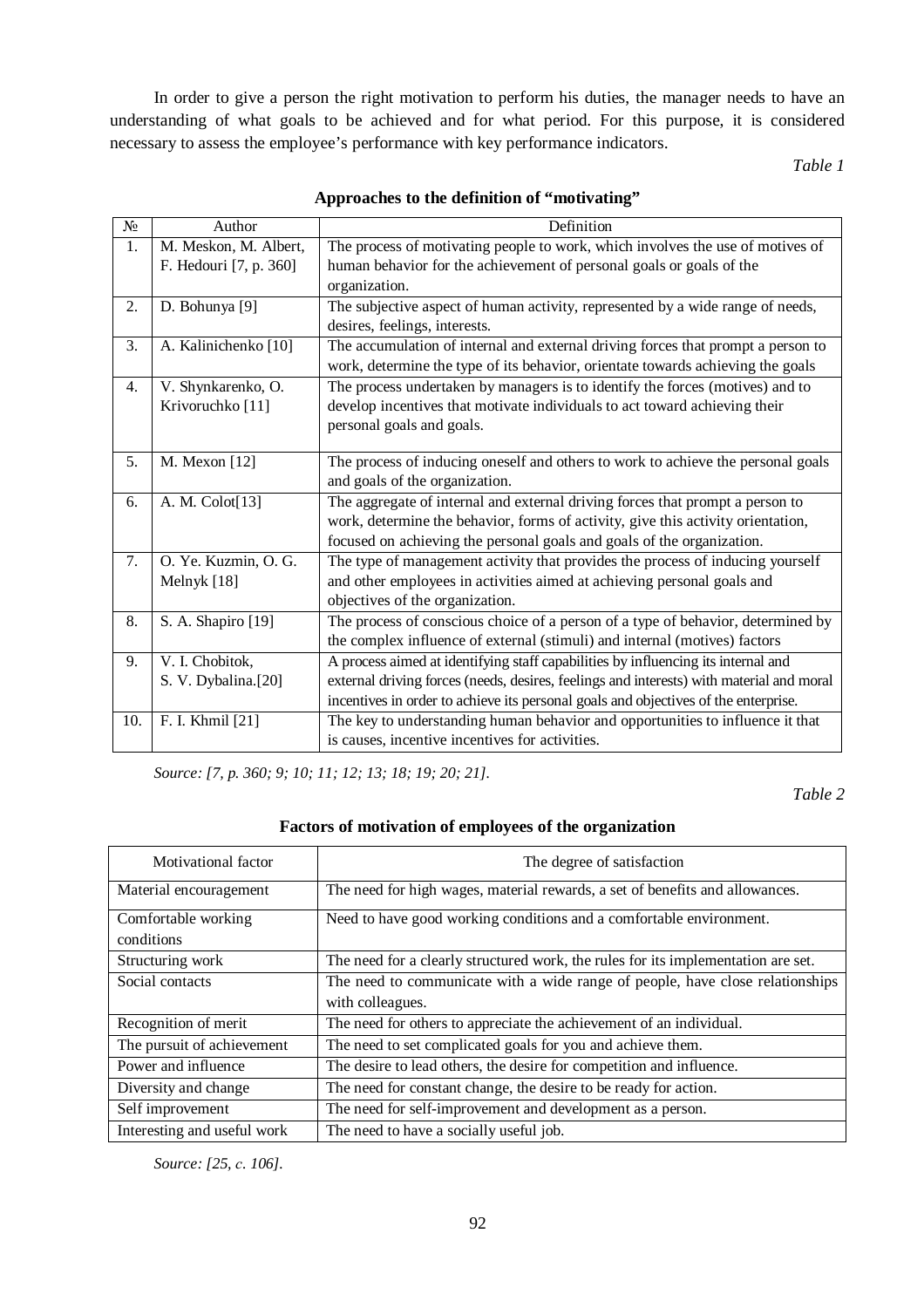In order to give a person the right motivation to perform his duties, the manager needs to have an understanding of what goals to be achieved and for what period. For this purpose, it is considered necessary to assess the employee's performance with key performance indicators.

*Table 1*

**Approaches to the definition of "motivating"**

| № | Author | Definition |
|---|---|---|
| 1. | M. Meskon, M. Albert, F. Hedouri [7, p. 360] | The process of motivating people to work, which involves the use of motives of human behavior for the achievement of personal goals or goals of the organization. |
| 2. | D. Bohunya [9] | The subjective aspect of human activity, represented by a wide range of needs, desires, feelings, interests. |
| 3. | A. Kalinichenko [10] | The accumulation of internal and external driving forces that prompt a person to work, determine the type of its behavior, orientate towards achieving the goals |
| 4. | V. Shynkarenko, O. Krivoruchko [11] | The process undertaken by managers is to identify the forces (motives) and to develop incentives that motivate individuals to act toward achieving their personal goals and goals. |
| 5. | M. Mexon [12] | The process of inducing oneself and others to work to achieve the personal goals and goals of the organization. |
| 6. | A. M. Colot[13] | The aggregate of internal and external driving forces that prompt a person to work, determine the behavior, forms of activity, give this activity orientation, focused on achieving the personal goals and goals of the organization. |
| 7. | O. Ye. Kuzmin, O. G. Melnyk [18] | The type of management activity that provides the process of inducing yourself and other employees in activities aimed at achieving personal goals and objectives of the organization. |
| 8. | S. A. Shapiro [19] | The process of conscious choice of a person of a type of behavior, determined by the complex influence of external (stimuli) and internal (motives) factors |
| 9. | V. I. Chobitok, S. V. Dybalina.[20] | A process aimed at identifying staff capabilities by influencing its internal and external driving forces (needs, desires, feelings and interests) with material and moral incentives in order to achieve its personal goals and objectives of the enterprise. |
| 10. | F. I. Khmil [21] | The key to understanding human behavior and opportunities to influence it that is causes, incentive incentives for activities. |

*Source: [7, p. 360; 9; 10; 11; 12; 13; 18; 19; 20; 21].*

*Table 2*

**Factors of motivation of employees of the organization**

| Motivational factor | The degree of satisfaction |
|---|---|
| Material encouragement | The need for high wages, material rewards, a set of benefits and allowances. |
| Comfortable working conditions | Need to have good working conditions and a comfortable environment. |
| Structuring work | The need for a clearly structured work, the rules for its implementation are set. |
| Social contacts | The need to communicate with a wide range of people, have close relationships with colleagues. |
| Recognition of merit | The need for others to appreciate the achievement of an individual. |
| The pursuit of achievement | The need to set complicated goals for you and achieve them. |
| Power and influence | The desire to lead others, the desire for competition and influence. |
| Diversity and change | The need for constant change, the desire to be ready for action. |
| Self improvement | The need for self-improvement and development as a person. |
| Interesting and useful work | The need to have a socially useful job. |

*Source: [25, c. 106].*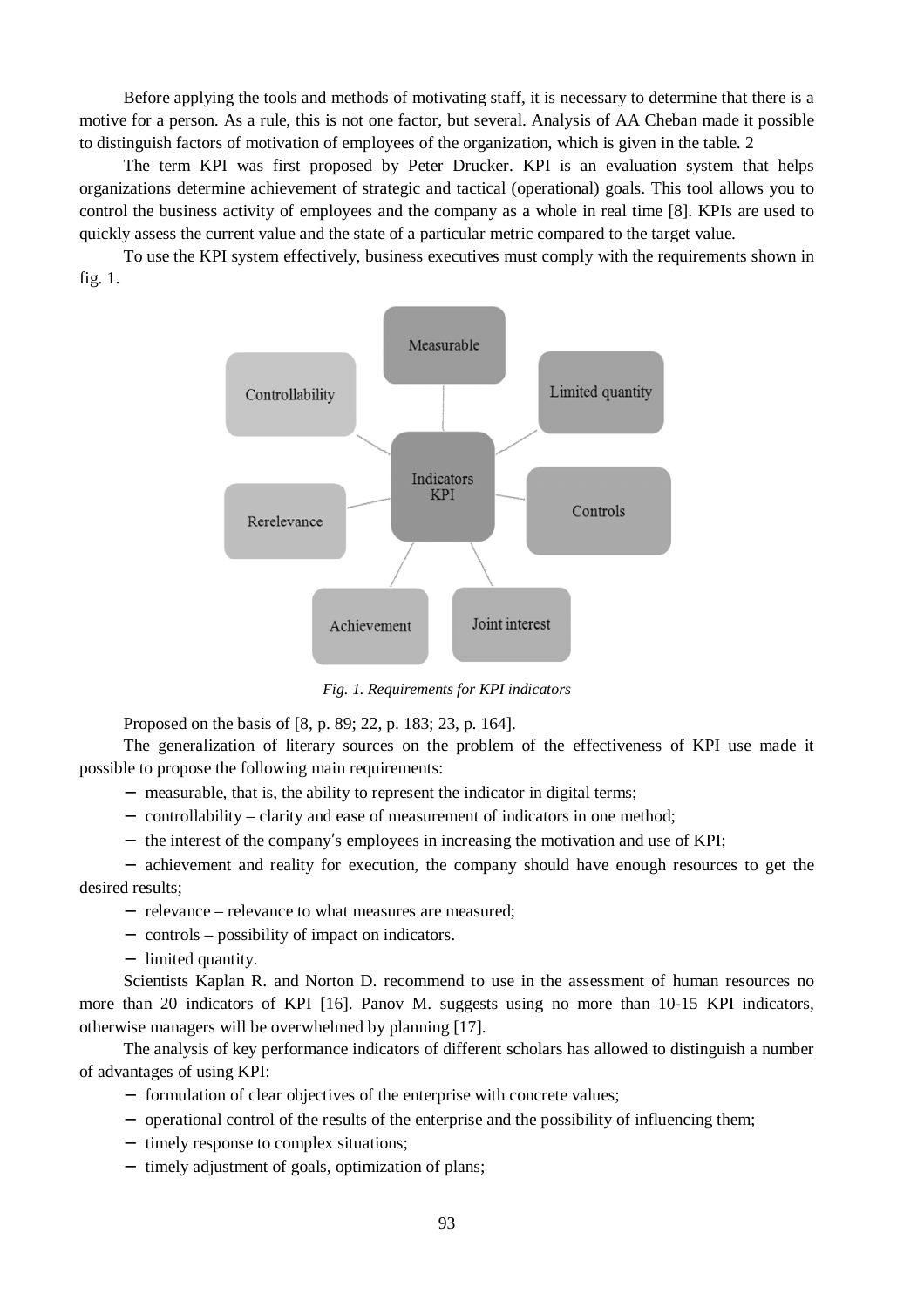Before applying the tools and methods of motivating staff, it is necessary to determine that there is a motive for a person. As a rule, this is not one factor, but several. Analysis of AA Cheban made it possible to distinguish factors of motivation of employees of the organization, which is given in the table. 2

The term KPI was first proposed by Peter Drucker. KPI is an evaluation system that helps organizations determine achievement of strategic and tactical (operational) goals. This tool allows you to control the business activity of employees and the company as a whole in real time [8]. KPIs are used to quickly assess the current value and the state of a particular metric compared to the target value.

To use the KPI system effectively, business executives must comply with the requirements shown in fig. 1.

Measurable

Controllability

Limited quantity

Indicators KPI

Rerelevance

Controls

Achievement

Joint interest

*Fig. 1. Requirements for KPI indicators*

Proposed on the basis of [8, p. 89; 22, p. 183; 23, p. 164].

The generalization of literary sources on the problem of the effectiveness of KPI use made it possible to propose the following main requirements:

- measurable, that is, the ability to represent the indicator in digital terms;
- controllability – clarity and ease of measurement of indicators in one method;
- the interest of the company's employees in increasing the motivation and use of KPI;
- achievement and reality for execution, the company should have enough resources to get the desired results;
- relevance – relevance to what measures are measured;
- controls – possibility of impact on indicators.
- limited quantity.

Scientists Kaplan R. and Norton D. recommend to use in the assessment of human resources no more than 20 indicators of KPI [16]. Panov M. suggests using no more than 10-15 KPI indicators, otherwise managers will be overwhelmed by planning [17].

The analysis of key performance indicators of different scholars has allowed to distinguish a number of advantages of using KPI:

- formulation of clear objectives of the enterprise with concrete values;
- operational control of the results of the enterprise and the possibility of influencing them;
- timely response to complex situations;
- timely adjustment of goals, optimization of plans;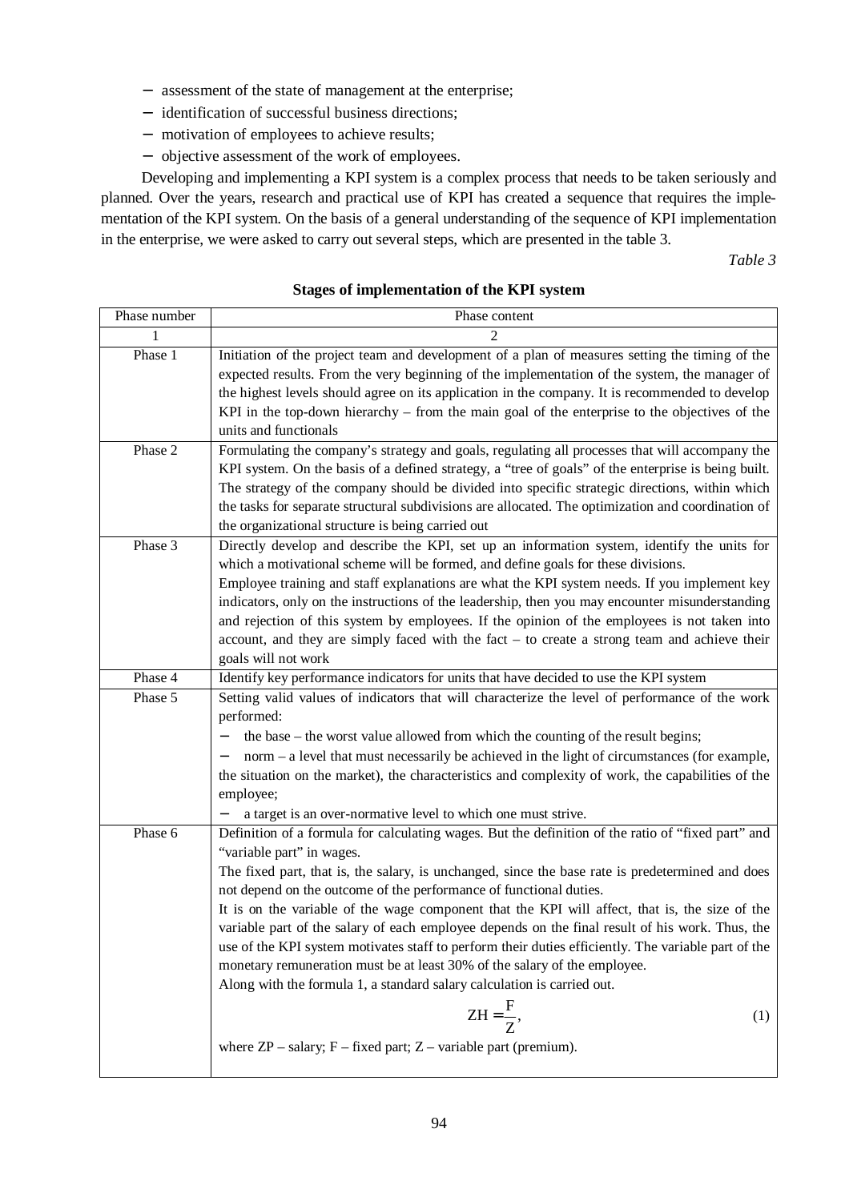- assessment of the state of management at the enterprise;
- identification of successful business directions;
- motivation of employees to achieve results;
- objective assessment of the work of employees.

Developing and implementing a KPI system is a complex process that needs to be taken seriously and planned. Over the years, research and practical use of KPI has created a sequence that requires the implementation of the KPI system. On the basis of a general understanding of the sequence of KPI implementation in the enterprise, we were asked to carry out several steps, which are presented in the table 3.

*Table 3*

**Stages of implementation of the KPI system**

| Phase number | Phase content |
|---|---|
| 1 | 2 |
| Phase 1 | Initiation of the project team and development of a plan of measures setting the timing of the expected results. From the very beginning of the implementation of the system, the manager of the highest levels should agree on its application in the company. It is recommended to develop KPI in the top-down hierarchy – from the main goal of the enterprise to the objectives of the units and functionals |
| Phase 2 | Formulating the company's strategy and goals, regulating all processes that will accompany the KPI system. On the basis of a defined strategy, a "tree of goals" of the enterprise is being built. The strategy of the company should be divided into specific strategic directions, within which the tasks for separate structural subdivisions are allocated. The optimization and coordination of the organizational structure is being carried out |
| Phase 3 | Directly develop and describe the KPI, set up an information system, identify the units for which a motivational scheme will be formed, and define goals for these divisions.<br>Employee training and staff explanations are what the KPI system needs. If you implement key indicators, only on the instructions of the leadership, then you may encounter misunderstanding and rejection of this system by employees. If the opinion of the employees is not taken into account, and they are simply faced with the fact – to create a strong team and achieve their goals will not work |
| Phase 4 | Identify key performance indicators for units that have decided to use the KPI system |
| Phase 5 | Setting valid values of indicators that will characterize the level of performance of the work performed:<br>– the base – the worst value allowed from which the counting of the result begins;<br>– norm – a level that must necessarily be achieved in the light of circumstances (for example, the situation on the market), the characteristics and complexity of work, the capabilities of the employee;<br>– a target is an over-normative level to which one must strive. |
| Phase 6 | Definition of a formula for calculating wages. But the definition of the ratio of "fixed part" and "variable part" in wages.<br>The fixed part, that is, the salary, is unchanged, since the base rate is predetermined and does not depend on the outcome of the performance of functional duties.<br>It is on the variable of the wage component that the KPI will affect, that is, the size of the variable part of the salary of each employee depends on the final result of his work. Thus, the use of the KPI system motivates staff to perform their duties efficiently. The variable part of the monetary remuneration must be at least 30% of the salary of the employee.<br>Along with the formula 1, a standard salary calculation is carried out.<br>$$ZH = \frac{F}{Z}, \quad (1)$$<br>where ZP – salary; F – fixed part; Z – variable part (premium). |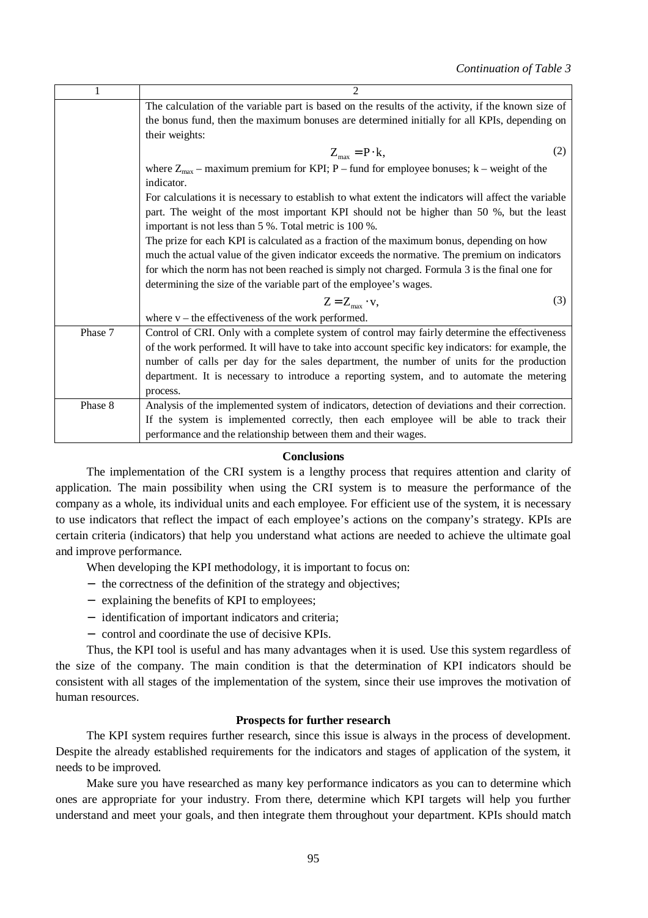*Continuation of Table 3*

| 1 | 2 |
|---|---|
| | The calculation of the variable part is based on the results of the activity, if the known size of the bonus fund, then the maximum bonuses are determined initially for all KPIs, depending on their weights: $$Z_{max} = P \cdot k, \quad (2)$$ where $Z_{max}$ – maximum premium for KPI; P – fund for employee bonuses; k – weight of the indicator. For calculations it is necessary to establish to what extent the indicators will affect the variable part. The weight of the most important KPI should not be higher than 50 %, but the least important is not less than 5 %. Total metric is 100 %. The prize for each KPI is calculated as a fraction of the maximum bonus, depending on how much the actual value of the given indicator exceeds the normative. The premium on indicators for which the norm has not been reached is simply not charged. Formula 3 is the final one for determining the size of the variable part of the employee's wages. $$Z = Z_{max} \cdot v, \quad (3)$$ where v – the effectiveness of the work performed. |
| Phase 7 | Control of CRI. Only with a complete system of control may fairly determine the effectiveness of the work performed. It will have to take into account specific key indicators: for example, the number of calls per day for the sales department, the number of units for the production department. It is necessary to introduce a reporting system, and to automate the metering process. |
| Phase 8 | Analysis of the implemented system of indicators, detection of deviations and their correction. If the system is implemented correctly, then each employee will be able to track their performance and the relationship between them and their wages. |

## Conclusions

The implementation of the CRI system is a lengthy process that requires attention and clarity of application. The main possibility when using the CRI system is to measure the performance of the company as a whole, its individual units and each employee. For efficient use of the system, it is necessary to use indicators that reflect the impact of each employee's actions on the company's strategy. KPIs are certain criteria (indicators) that help you understand what actions are needed to achieve the ultimate goal and improve performance.

When developing the KPI methodology, it is important to focus on:

- the correctness of the definition of the strategy and objectives;
- explaining the benefits of KPI to employees;
- identification of important indicators and criteria;
- control and coordinate the use of decisive KPIs.

Thus, the KPI tool is useful and has many advantages when it is used. Use this system regardless of the size of the company. The main condition is that the determination of KPI indicators should be consistent with all stages of the implementation of the system, since their use improves the motivation of human resources.

## Prospects for further research

The KPI system requires further research, since this issue is always in the process of development. Despite the already established requirements for the indicators and stages of application of the system, it needs to be improved.

Make sure you have researched as many key performance indicators as you can to determine which ones are appropriate for your industry. From there, determine which KPI targets will help you further understand and meet your goals, and then integrate them throughout your department. KPIs should match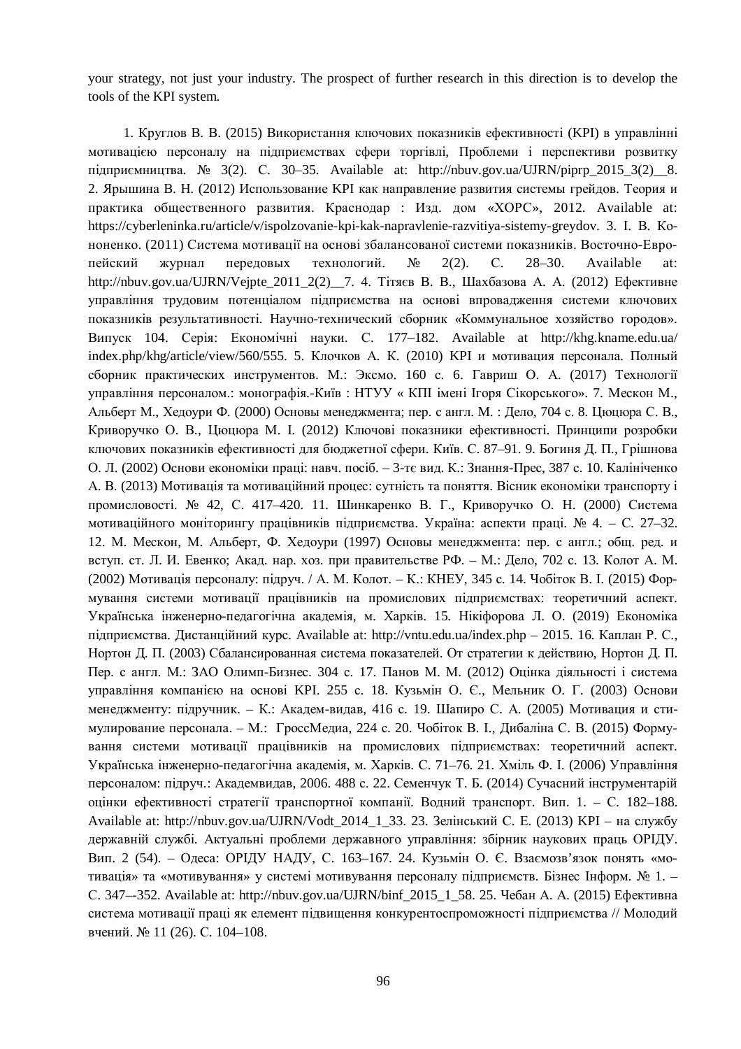your strategy, not just your industry. The prospect of further research in this direction is to develop the tools of the KPI system.

1. Круглов В. В. (2015) Використання ключових показників ефективності (KPI) в управлінні мотивацією персоналу на підприємствах сфери торгівлі, Проблеми і перспективи розвитку підприємництва. № 3(2). С. 30–35. Available at: http://nbuv.gov.ua/UJRN/piprp_2015_3(2)__8. 2. Ярышина В. Н. (2012) Использование KPI как направление развития системы грейдов. Теория и практика общественного развития. Краснодар : Изд. дом «ХОРС», 2012. Available at: https://cyberleninka.ru/article/v/ispolzovanie-kpi-kak-napravlenie-razvitiya-sistemy-greydov. 3. І. В. Кононенко. (2011) Система мотивації на основі збалансованої системи показників. Восточно-Европейский журнал передовых технологий. № 2(2). С. 28–30. Available at: http://nbuv.gov.ua/UJRN/Vejpte_2011_2(2)__7. 4. Тітяєв В. В., Шахбазова А. А. (2012) Ефективне управління трудовим потенціалом підприємства на основі впровадження системи ключових показників результативності. Научно-технический сборник «Коммунальное хозяйство городов». Випуск 104. Серія: Економічні науки. С. 177–182. Available at http://khg.kname.edu.ua/index.php/khg/article/view/560/555. 5. Клочков А. К. (2010) KPI и мотивация персонала. Полный сборник практических инструментов. М.: Эксмо. 160 с. 6. Гавриш О. А. (2017) Технології управління персоналом.: монографія.-Київ : НТУУ « КПІ імені Ігоря Сікорського». 7. Мескон М., Альберт М., Хедоури Ф. (2000) Основы менеджмента; пер. с англ. М. : Дело, 704 с. 8. Цюцюра С. В., Криворучко О. В., Цюцюра М. І. (2012) Ключові показники ефективності. Принципи розробки ключових показників ефективності для бюджетної сфери. Київ. С. 87–91. 9. Богиня Д. П., Грішнова О. Л. (2002) Основи економіки праці: навч. посіб. – 3-тє вид. К.: Знання-Прес, 387 с. 10. Калініченко А. В. (2013) Мотивація та мотиваційний процес: сутність та поняття. Вісник економіки транспорту і промисловості. № 42, С. 417–420. 11. Шинкаренко В. Г., Криворучко О. Н. (2000) Система мотиваційного моніторингу працівників підприємства. Україна: аспекти праці. № 4. – С. 27–32. 12. М. Мескон, М. Альберт, Ф. Хедоури (1997) Основы менеджмента: пер. с англ.; общ. ред. и вступ. ст. Л. И. Евенко; Акад. нар. хоз. при правительстве РФ. – М.: Дело, 702 с. 13. Колот А. М. (2002) Мотивація персоналу: підруч. / А. М. Колот. – К.: КНЕУ, 345 с. 14. Чобіток В. І. (2015) Формування системи мотивації працівників на промислових підприємствах: теоретичний аспект. Українська інженерно-педагогічна академія, м. Харків. 15. Нікіфорова Л. О. (2019) Економіка підприємства. Дистанційний курс. Available at: http://vntu.edu.ua/index.php – 2015. 16. Каплан Р. С., Нортон Д. П. (2003) Сбалансированная система показателей. От стратегии к действию, Нортон Д. П. Пер. с англ. М.: ЗАО Олимп-Бизнес. 304 с. 17. Панов М. М. (2012) Оцінка діяльності і система управління компанією на основі KPI. 255 с. 18. Кузьмін О. Є., Мельник О. Г. (2003) Основи менеджменту: підручник. – К.: Академ-видав, 416 с. 19. Шапиро С. А. (2005) Мотивация и стимулирование персонала. – М.: ГроссМедиа, 224 с. 20. Чобіток В. І., Дибаліна С. В. (2015) Формування системи мотивації працівників на промислових підприємствах: теоретичний аспект. Українська інженерно-педагогічна академія, м. Харків. С. 71–76. 21. Хміль Ф. І. (2006) Управління персоналом: підруч.: Академвидав, 2006. 488 с. 22. Семенчук Т. Б. (2014) Сучасний інструментарій оцінки ефективності стратегії транспортної компанії. Водний транспорт. Вип. 1. – С. 182–188. Available at: http://nbuv.gov.ua/UJRN/Vodt_2014_1_33. 23. Зелінський С. Е. (2013) KPI – на службу державній службі. Актуальні проблеми державного управління: збірник наукових праць ОРІДУ. Вип. 2 (54). – Одеса: ОРІДУ НАДУ, С. 163–167. 24. Кузьмін О. Є. Взаємозв'язок понять «мотивація» та «мотивування» у системі мотивування персоналу підприємств. Бізнес Інформ. № 1. – С. 347–-352. Available at: http://nbuv.gov.ua/UJRN/binf_2015_1_58. 25. Чебан А. А. (2015) Ефективна система мотивації праці як елемент підвищення конкурентоспроможності підприємства // Молодий вчений. № 11 (26). С. 104–108.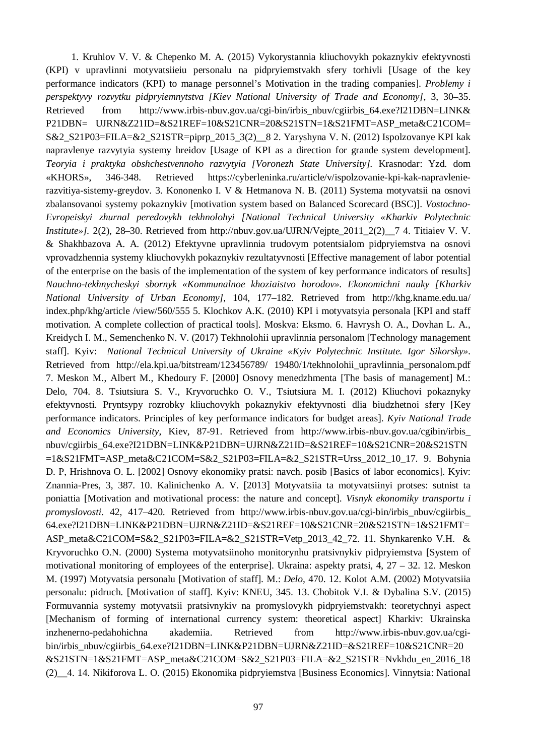1. Kruhlov V. V. & Chepenko M. A. (2015) Vykorystannia kliuchovykh pokaznykiv efektyvnosti (KPI) v upravlinni motyvatsiieiu personalu na pidpryiemstvakh sfery torhivli [Usage of the key performance indicators (KPI) to manage personnel's Motivation in the trading companies]. *Problemy i perspektyvy rozvytku pidpryiemnytstva [Kiev National University of Trade and Economy]*, 3, 30–35. Retrieved from http://www.irbis-nbuv.gov.ua/cgi-bin/irbis_nbuv/cgiirbis_64.exe?I21DBN=LINK&P21DBN= UJRN&Z21ID=&S21REF=10&S21CNR=20&S21STN=1&S21FMT=ASP_meta&C21COM=S&2_S21P03=FILA=&2_S21STR=piprp_2015_3(2)__8 2. Yaryshyna V. N. (2012) Ispolzovanye KPI kak napravlenye razvytyia systemy hreidov [Usage of KPI as a direction for grande system development]. *Teoryia i praktyka obshchestvennoho razvytyia [Voronezh State University].* Krasnodar: Yzd. dom «KHORS», 346-348. Retrieved https://cyberleninka.ru/article/v/ispolzovanie-kpi-kak-napravlenie-razvitiya-sistemy-greydov. 3. Kononenko I. V & Hetmanova N. B. (2011) Systema motyvatsii na osnovi zbalansovanoi systemy pokaznykiv [motivation system based on Balanced Scorecard (BSC)]. *Vostochno-Evropeiskyi zhurnal peredovykh tekhnolohyi [National Technical University «Kharkiv Polytechnic Institute»].* 2(2), 28–30. Retrieved from http://nbuv.gov.ua/UJRN/Vejpte_2011_2(2)__7 4. Titiaiev V. V. & Shakhbazova A. A. (2012) Efektyvne upravlinnia trudovym potentsialom pidpryiemstva na osnovi vprovadzhennia systemy kliuchovykh pokaznykiv rezultatyvnosti [Effective management of labor potential of the enterprise on the basis of the implementation of the system of key performance indicators of results] *Nauchno-tekhnycheskyi sbornyk «Kommunalnoe khoziaistvo horodov». Ekonomichni nauky [Kharkiv National University of Urban Economy]*, 104, 177–182. Retrieved from http://khg.kname.edu.ua/ index.php/khg/article /view/560/555 5. Klochkov A.K. (2010) KPI i motyvatsyia personala [KPI and staff motivation. A complete collection of practical tools]. Moskva: Eksmo. 6. Havrysh O. A., Dovhan L. A., Kreidych I. M., Semenchenko N. V. (2017) Tekhnolohii upravlinnia personalom [Technology management staff]. Kyiv: *National Technical University of Ukraine «Kyiv Polytechnic Institute. Igor Sikorsky»*. Retrieved from http://ela.kpi.ua/bitstream/123456789/ 19480/1/tekhnolohii_upravlinnia_personalom.pdf 7. Meskon M., Albert M., Khedoury F. [2000] Osnovy menedzhmenta [The basis of management] M.: Delo, 704. 8. Tsiutsiura S. V., Kryvoruchko O. V., Tsiutsiura M. I. (2012) Kliuchovi pokaznyky efektyvnosti. Pryntsypy rozrobky kliuchovykh pokaznykiv efektyvnosti dlia biudzhetnoi sfery [Key performance indicators. Principles of key performance indicators for budget areas]. *Kyiv National Trade and Economics University*, Kiev, 87-91. Retrieved from http://www.irbis-nbuv.gov.ua/cgibin/irbis_nbuv/cgiirbis_64.exe?I21DBN=LINK&P21DBN=UJRN&Z21ID=&S21REF=10&S21CNR=20&S21STN =1&S21FMT=ASP_meta&C21COM=S&2_S21P03=FILA=&2_S21STR=Urss_2012_10_17. 9. Bohynia D. P, Hrishnova O. L. [2002] Osnovy ekonomiky pratsi: navch. posib [Basics of labor economics]. Kyiv: Znannia-Pres, 3, 387. 10. Kalinichenko A. V. [2013] Motyvatsiia ta motyvatsiinyi protses: sutnist ta poniattia [Motivation and motivational process: the nature and concept]. *Visnyk ekonomiky transportu i promyslovosti*. 42, 417–420. Retrieved from http://www.irbis-nbuv.gov.ua/cgi-bin/irbis_nbuv/cgiirbis_64.exe?I21DBN=LINK&P21DBN=UJRN&Z21ID=&S21REF=10&S21CNR=20&S21STN=1&S21FMT=ASP_meta&C21COM=S&2_S21P03=FILA=&2_S21STR=Vetp_2013_42_72. 11. Shynkarenko V.H. & Kryvoruchko O.N. (2000) Systema motyvatsiinoho monitorynhu pratsivnykiv pidpryiemstva [System of motivational monitoring of employees of the enterprise]. Ukraina: aspekty pratsi, 4, 27 – 32. 12. Meskon M. (1997) Motyvatsia personalu [Motivation of staff]. M.: *Delo*, 470. 12. Kolot A.M. (2002) Motyvatsiia personalu: pidruch. [Motivation of staff]. Kyiv: KNEU, 345. 13. Chobitok V.I. & Dybalina S.V. (2015) Formuvannia systemy motyvatsii pratsivnykiv na promyslovykh pidpryiemstvakh: teoretychnyi aspect [Mechanism of forming of international currency system: theoretical aspect] Kharkiv: Ukrainska inzhenerno-pedahohichna akademiia. Retrieved from http://www.irbis-nbuv.gov.ua/cgi-bin/irbis_nbuv/cgiirbis_64.exe?I21DBN=LINK&P21DBN=UJRN&Z21ID=&S21REF=10&S21CNR=20 &S21STN=1&S21FMT=ASP_meta&C21COM=S&2_S21P03=FILA=&2_S21STR=Nvkhdu_en_2016_18 (2)__4. 14. Nikiforova L. O. (2015) Ekonomika pidpryiemstva [Business Economics]. Vinnytsia: National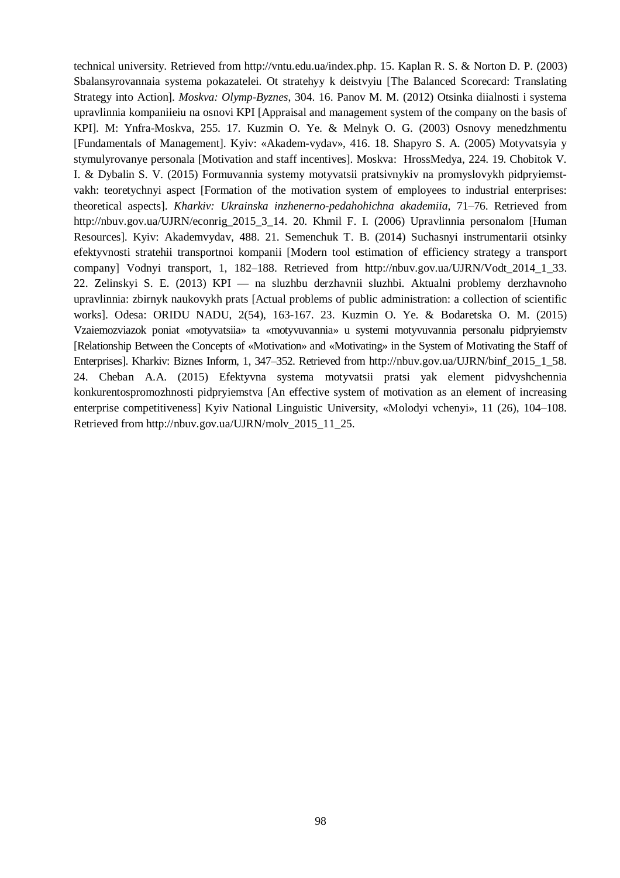technical university. Retrieved from http://vntu.edu.ua/index.php. 15. Kaplan R. S. & Norton D. P. (2003) Sbalansyrovannaia systema pokazatelei. Ot stratehyy k deistvyiu [The Balanced Scorecard: Translating Strategy into Action]. *Moskva: Olymp-Byznes*, 304. 16. Panov M. M. (2012) Otsinka diialnosti i systema upravlinnia kompaniieiu na osnovi KPI [Appraisal and management system of the company on the basis of KPI]. M: Ynfra-Moskva, 255. 17. Kuzmin O. Ye. & Melnyk O. G. (2003) Osnovy menedzhmentu [Fundamentals of Management]. Kyiv: «Akadem-vydav», 416. 18. Shapyro S. A. (2005) Motyvatsyia y stymulyrovanye personala [Motivation and staff incentives]. Moskva: HrossMedya, 224. 19. Chobitok V. I. & Dybalin S. V. (2015) Formuvannia systemy motyvatsii pratsivnykiv na promyslovykh pidpryiemst-vakh: teoretychnyi aspect [Formation of the motivation system of employees to industrial enterprises: theoretical aspects]. *Kharkiv: Ukrainska inzhenerno-pedahohichna akademiia*, 71–76. Retrieved from http://nbuv.gov.ua/UJRN/econrig_2015_3_14. 20. Khmil F. I. (2006) Upravlinnia personalom [Human Resources]. Kyiv: Akademvydav, 488. 21. Semenchuk T. B. (2014) Suchasnyi instrumentarii otsinky efektyvnosti stratehii transportnoi kompanii [Modern tool estimation of efficiency strategy a transport company] Vodnyi transport, 1, 182–188. Retrieved from http://nbuv.gov.ua/UJRN/Vodt_2014_1_33. 22. Zelinskyi S. E. (2013) KPI — na sluzhbu derzhavnii sluzhbi. Aktualni problemy derzhavnoho upravlinnia: zbirnyk naukovykh prats [Actual problems of public administration: a collection of scientific works]. Odesa: ORIDU NADU, 2(54), 163-167. 23. Kuzmin O. Ye. & Bodaretska O. M. (2015) Vzaiemozviazok poniat «motyvatsiia» ta «motyvuvannia» u systemi motyvuvannia personalu pidpryiemstv [Relationship Between the Concepts of «Motivation» and «Motivating» in the System of Motivating the Staff of Enterprises]. Kharkiv: Biznes Inform, 1, 347–352. Retrieved from http://nbuv.gov.ua/UJRN/binf_2015_1_58. 24. Cheban A.A. (2015) Efektyvna systema motyvatsii pratsi yak element pidvyshchennia konkurentospromozhnosti pidpryiemstva [An effective system of motivation as an element of increasing enterprise competitiveness] Kyiv National Linguistic University, «Molodyi vchenyi», 11 (26), 104–108. Retrieved from http://nbuv.gov.ua/UJRN/molv_2015_11_25.